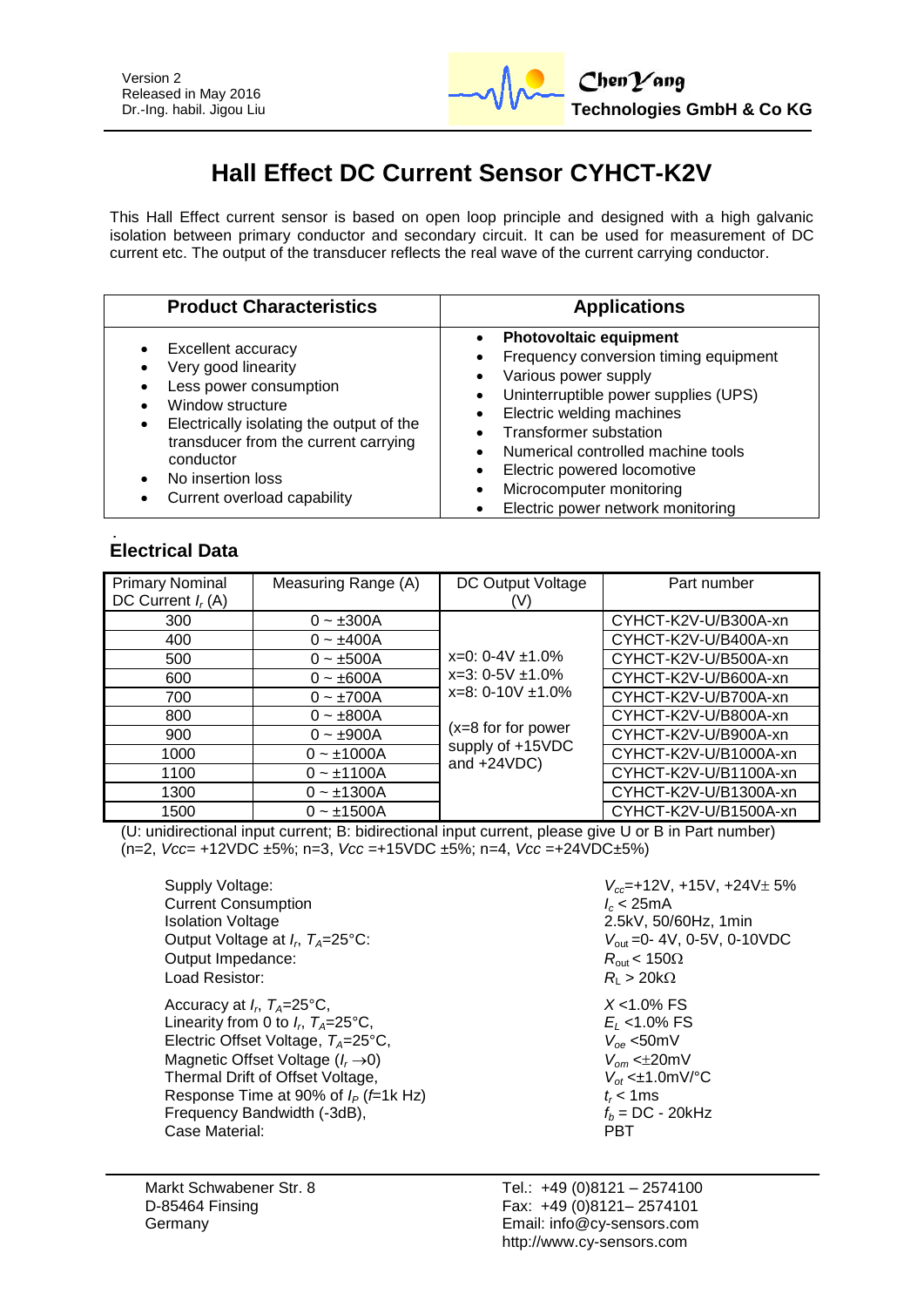Version 2
Released in May 2016
Dr.-Ing. habil. Jigou Liu

**ChenYang Technologies GmbH & Co KG**

# Hall Effect DC Current Sensor CYHCT-K2V

This Hall Effect current sensor is based on open loop principle and designed with a high galvanic isolation between primary conductor and secondary circuit. It can be used for measurement of DC current etc. The output of the transducer reflects the real wave of the current carrying conductor.

| Product Characteristics | Applications |
|---|---|
| • Excellent accuracy<br>• Very good linearity<br>• Less power consumption<br>• Window structure<br>• Electrically isolating the output of the transducer from the current carrying conductor<br>• No insertion loss<br>• Current overload capability | • **Photovoltaic equipment**<br>• Frequency conversion timing equipment<br>• Various power supply<br>• Uninterruptible power supplies (UPS)<br>• Electric welding machines<br>• Transformer substation<br>• Numerical controlled machine tools<br>• Electric powered locomotive<br>• Microcomputer monitoring<br>• Electric power network monitoring |

## Electrical Data

| Primary Nominal DC Current $I_r$ (A) | Measuring Range (A) | DC Output Voltage (V) | Part number |
|---|---|---|---|
| 300 | 0 ~ ±300A | x=0: 0-4V ±1.0%<br>x=3: 0-5V ±1.0%<br>x=8: 0-10V ±1.0%<br><br>(x=8 for for power supply of +15VDC and +24VDC) | CYHCT-K2V-U/B300A-xn |
| 400 | 0 ~ ±400A | | CYHCT-K2V-U/B400A-xn |
| 500 | 0 ~ ±500A | | CYHCT-K2V-U/B500A-xn |
| 600 | 0 ~ ±600A | | CYHCT-K2V-U/B600A-xn |
| 700 | 0 ~ ±700A | | CYHCT-K2V-U/B700A-xn |
| 800 | 0 ~ ±800A | | CYHCT-K2V-U/B800A-xn |
| 900 | 0 ~ ±900A | | CYHCT-K2V-U/B900A-xn |
| 1000 | 0 ~ ±1000A | | CYHCT-K2V-U/B1000A-xn |
| 1100 | 0 ~ ±1100A | | CYHCT-K2V-U/B1100A-xn |
| 1300 | 0 ~ ±1300A | | CYHCT-K2V-U/B1300A-xn |
| 1500 | 0 ~ ±1500A | | CYHCT-K2V-U/B1500A-xn |

(U: unidirectional input current; B: bidirectional input current, please give U or B in Part number)
(n=2, *Vcc*= +12VDC ±5%; n=3, *Vcc* =+15VDC ±5%; n=4, *Vcc* =+24VDC±5%)

| | |
|---|---|
| Supply Voltage: | $V_{cc}$=+12V, +15V, +24V± 5% |
| Current Consumption | $I_c$ < 25mA |
| Isolation Voltage | 2.5kV, 50/60Hz, 1min |
| Output Voltage at $I_r$, $T_A$=25°C: | $V_{out}$ =0- 4V, 0-5V, 0-10VDC |
| Output Impedance: | $R_{out}$ < 150Ω |
| Load Resistor: | $R_L$ > 20kΩ |
| Accuracy at $I_r$, $T_A$=25°C, | $X$ <1.0% FS |
| Linearity from 0 to $I_r$, $T_A$=25°C, | $E_L$ <1.0% FS |
| Electric Offset Voltage, $T_A$=25°C, | $V_{oe}$ <50mV |
| Magnetic Offset Voltage ($I_r \rightarrow 0$) | $V_{om}$ <±20mV |
| Thermal Drift of Offset Voltage, | $V_{ot}$ <±1.0mV/°C |
| Response Time at 90% of $I_P$ ($f$=1k Hz) | $t_r$ < 1ms |
| Frequency Bandwidth (-3dB), | $f_b$ = DC - 20kHz |
| Case Material: | PBT |

Markt Schwabener Str. 8
D-85464 Finsing
Germany

Tel.: +49 (0)8121 – 2574100
Fax: +49 (0)8121– 2574101
Email: info@cy-sensors.com
http://www.cy-sensors.com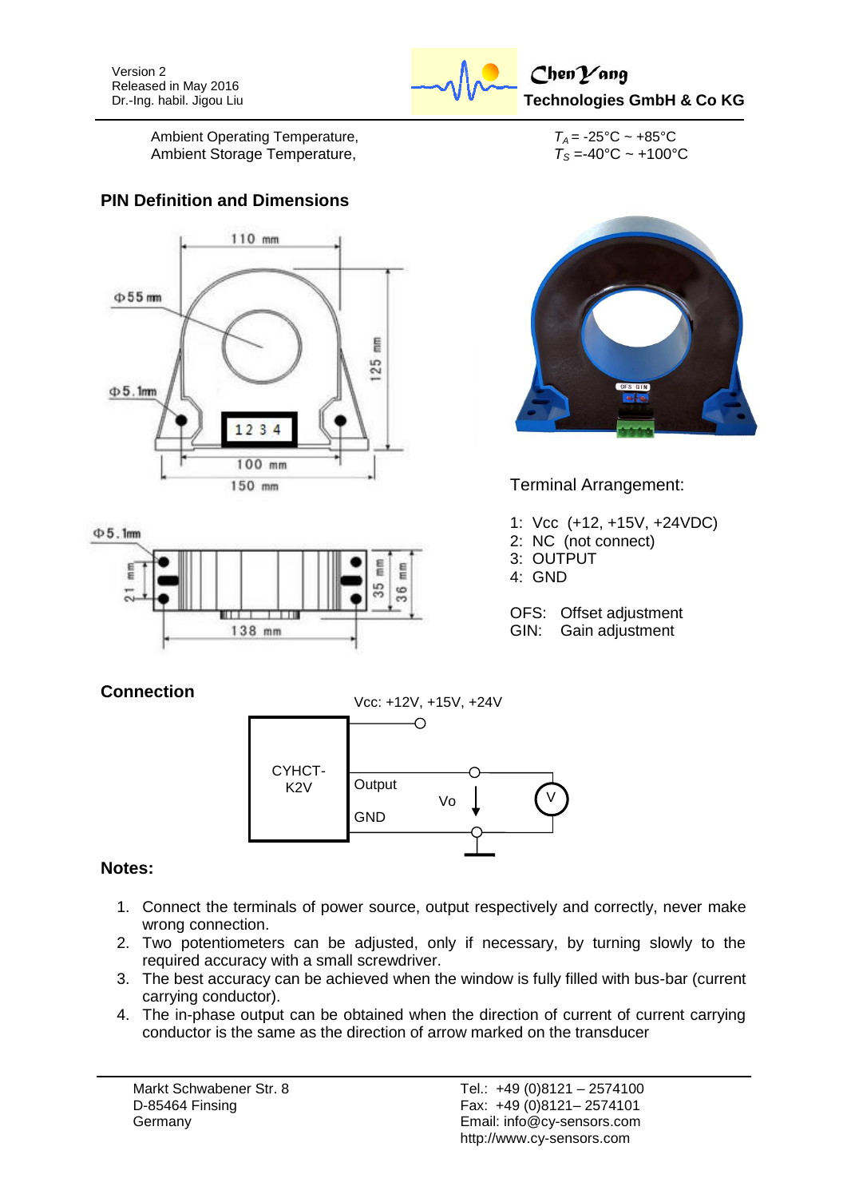Ambient Operating Temperature, $T_A$ = -25°C ~ +85°C
Ambient Storage Temperature, $T_S$ =-40°C ~ +100°C

## PIN Definition and Dimensions

110 mm
Φ55 mm
Φ5.1mm
125 mm
1 2 3 4
100 mm
150 mm

Φ5.1mm
21 mm
35 mm
36 mm
138 mm

Terminal Arrangement:

1: Vcc (+12, +15V, +24VDC)
2: NC (not connect)
3: OUTPUT
4: GND

OFS: Offset adjustment
GIN: Gain adjustment

## Connection

Vcc: +12V, +15V, +24V
CYHCT-K2V
Output
Vo
V
GND

## Notes:

1. Connect the terminals of power source, output respectively and correctly, never make wrong connection.
2. Two potentiometers can be adjusted, only if necessary, by turning slowly to the required accuracy with a small screwdriver.
3. The best accuracy can be achieved when the window is fully filled with bus-bar (current carrying conductor).
4. The in-phase output can be obtained when the direction of current of current carrying conductor is the same as the direction of arrow marked on the transducer